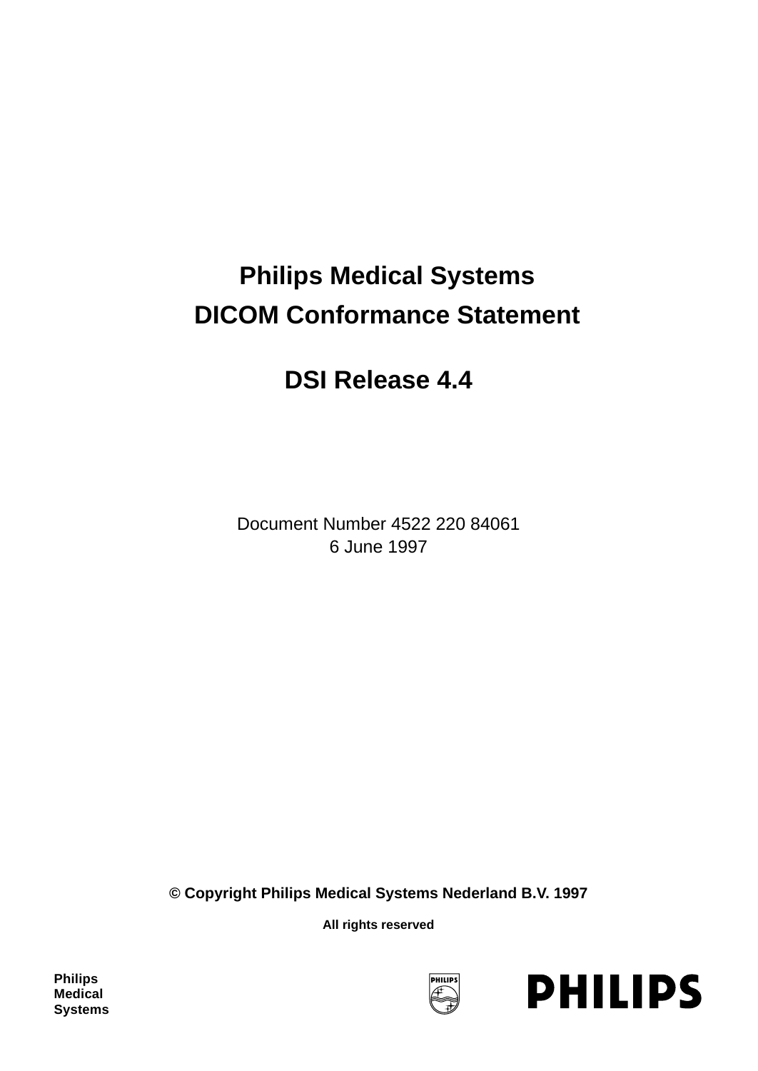# Philips Medical Systems

# DICOM Conformance Statement

## DSI Release 4.4

Document Number 4522 220 84061
6 June 1997

**© Copyright Philips Medical Systems Nederland B.V. 1997**

**All rights reserved**

**Philips Medical Systems**

PHILIPS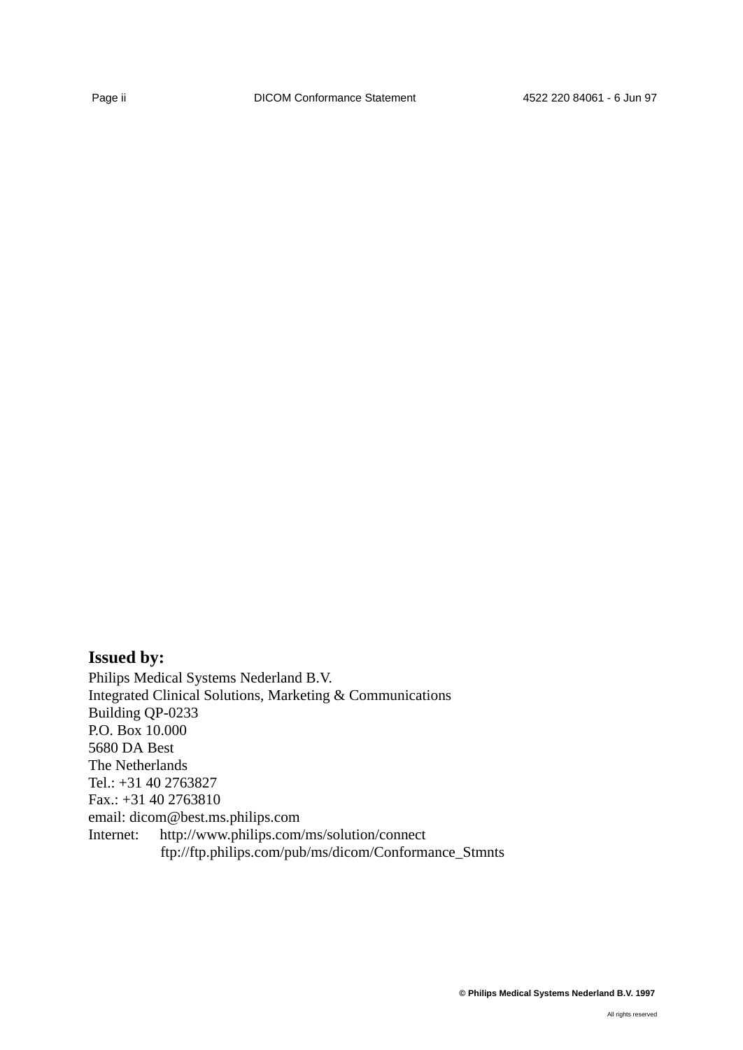**Issued by:**

Philips Medical Systems Nederland B.V.
Integrated Clinical Solutions, Marketing & Communications
Building QP-0233
P.O. Box 10.000
5680 DA Best
The Netherlands
Tel.: +31 40 2763827
Fax.: +31 40 2763810
email: dicom@best.ms.philips.com
Internet: http://www.philips.com/ms/solution/connect
ftp://ftp.philips.com/pub/ms/dicom/Conformance_Stmnts

**© Philips Medical Systems Nederland B.V. 1997**

All rights reserved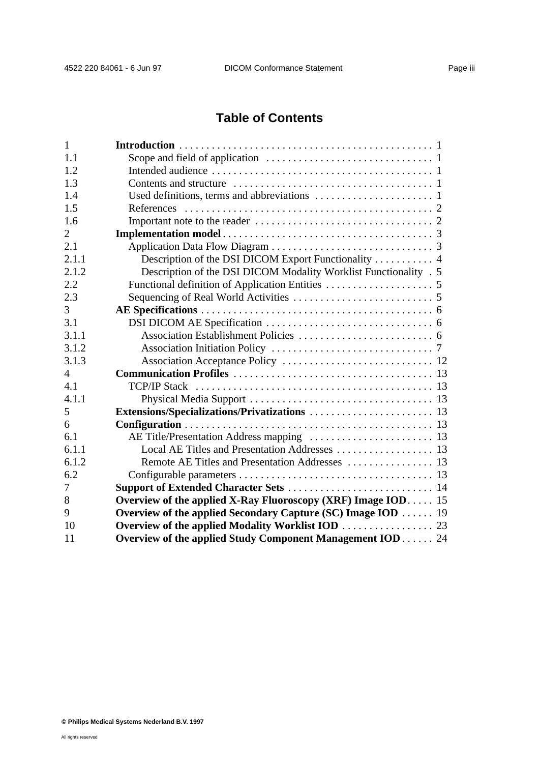# Table of Contents

| | | |
|---|---|---|
| 1 | **Introduction** | 1 |
| 1.1 | Scope and field of application | 1 |
| 1.2 | Intended audience | 1 |
| 1.3 | Contents and structure | 1 |
| 1.4 | Used definitions, terms and abbreviations | 1 |
| 1.5 | References | 2 |
| 1.6 | Important note to the reader | 2 |
| 2 | **Implementation model** | 3 |
| 2.1 | Application Data Flow Diagram | 3 |
| 2.1.1 | Description of the DSI DICOM Export Functionality | 4 |
| 2.1.2 | Description of the DSI DICOM Modality Worklist Functionality | 5 |
| 2.2 | Functional definition of Application Entities | 5 |
| 2.3 | Sequencing of Real World Activities | 5 |
| 3 | **AE Specifications** | 6 |
| 3.1 | DSI DICOM AE Specification | 6 |
| 3.1.1 | Association Establishment Policies | 6 |
| 3.1.2 | Association Initiation Policy | 7 |
| 3.1.3 | Association Acceptance Policy | 12 |
| 4 | **Communication Profiles** | 13 |
| 4.1 | TCP/IP Stack | 13 |
| 4.1.1 | Physical Media Support | 13 |
| 5 | **Extensions/Specializations/Privatizations** | 13 |
| 6 | **Configuration** | 13 |
| 6.1 | AE Title/Presentation Address mapping | 13 |
| 6.1.1 | Local AE Titles and Presentation Addresses | 13 |
| 6.1.2 | Remote AE Titles and Presentation Addresses | 13 |
| 6.2 | Configurable parameters | 13 |
| 7 | **Support of Extended Character Sets** | 14 |
| 8 | **Overview of the applied X-Ray Fluoroscopy (XRF) Image IOD** | 15 |
| 9 | **Overview of the applied Secondary Capture (SC) Image IOD** | 19 |
| 10 | **Overview of the applied Modality Worklist IOD** | 23 |
| 11 | **Overview of the applied Study Component Management IOD** | 24 |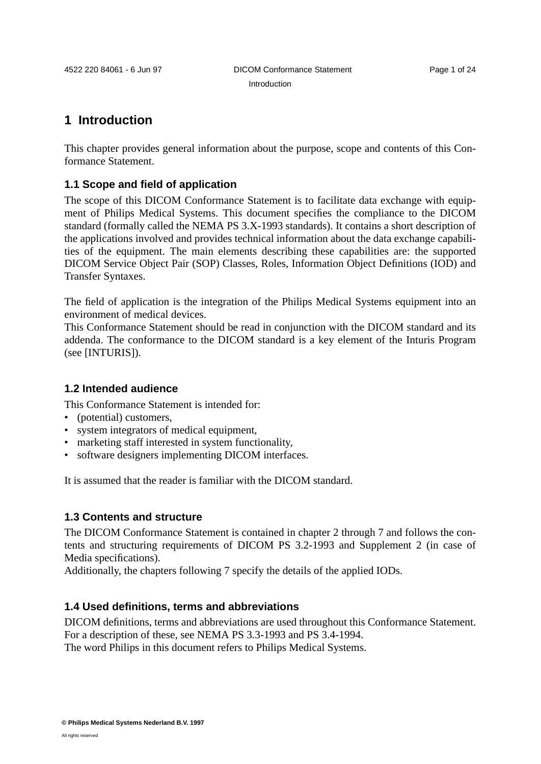# 1 Introduction

This chapter provides general information about the purpose, scope and contents of this Conformance Statement.

## 1.1 Scope and field of application

The scope of this DICOM Conformance Statement is to facilitate data exchange with equipment of Philips Medical Systems. This document specifies the compliance to the DICOM standard (formally called the NEMA PS 3.X-1993 standards). It contains a short description of the applications involved and provides technical information about the data exchange capabilities of the equipment. The main elements describing these capabilities are: the supported DICOM Service Object Pair (SOP) Classes, Roles, Information Object Definitions (IOD) and Transfer Syntaxes.

The field of application is the integration of the Philips Medical Systems equipment into an environment of medical devices.
This Conformance Statement should be read in conjunction with the DICOM standard and its addenda. The conformance to the DICOM standard is a key element of the Inturis Program (see [INTURIS]).

## 1.2 Intended audience

This Conformance Statement is intended for:
- (potential) customers,
- system integrators of medical equipment,
- marketing staff interested in system functionality,
- software designers implementing DICOM interfaces.

It is assumed that the reader is familiar with the DICOM standard.

## 1.3 Contents and structure

The DICOM Conformance Statement is contained in chapter 2 through 7 and follows the contents and structuring requirements of DICOM PS 3.2-1993 and Supplement 2 (in case of Media specifications).
Additionally, the chapters following 7 specify the details of the applied IODs.

## 1.4 Used definitions, terms and abbreviations

DICOM definitions, terms and abbreviations are used throughout this Conformance Statement. For a description of these, see NEMA PS 3.3-1993 and PS 3.4-1994.
The word Philips in this document refers to Philips Medical Systems.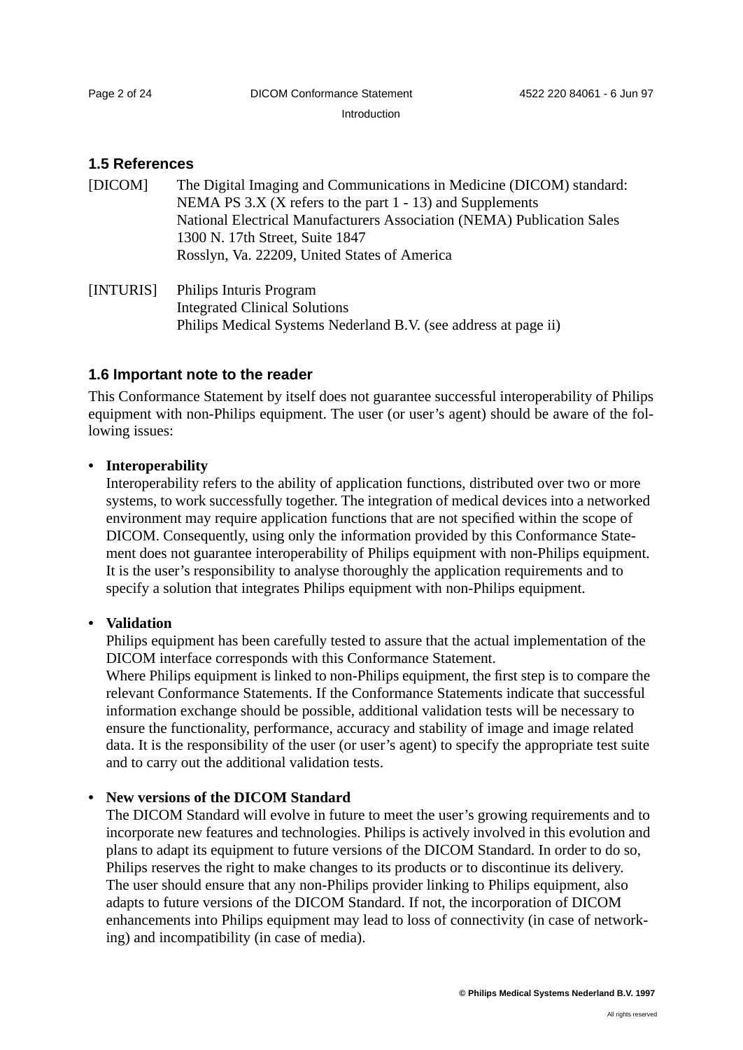## 1.5 References

[DICOM] The Digital Imaging and Communications in Medicine (DICOM) standard:
NEMA PS 3.X (X refers to the part 1 - 13) and Supplements
National Electrical Manufacturers Association (NEMA) Publication Sales
1300 N. 17th Street, Suite 1847
Rosslyn, Va. 22209, United States of America

[INTURIS] Philips Inturis Program
Integrated Clinical Solutions
Philips Medical Systems Nederland B.V. (see address at page ii)

## 1.6 Important note to the reader

This Conformance Statement by itself does not guarantee successful interoperability of Philips equipment with non-Philips equipment. The user (or user's agent) should be aware of the following issues:

- **Interoperability**
  Interoperability refers to the ability of application functions, distributed over two or more systems, to work successfully together. The integration of medical devices into a networked environment may require application functions that are not specified within the scope of DICOM. Consequently, using only the information provided by this Conformance Statement does not guarantee interoperability of Philips equipment with non-Philips equipment. It is the user's responsibility to analyse thoroughly the application requirements and to specify a solution that integrates Philips equipment with non-Philips equipment.

- **Validation**
  Philips equipment has been carefully tested to assure that the actual implementation of the DICOM interface corresponds with this Conformance Statement.
  Where Philips equipment is linked to non-Philips equipment, the first step is to compare the relevant Conformance Statements. If the Conformance Statements indicate that successful information exchange should be possible, additional validation tests will be necessary to ensure the functionality, performance, accuracy and stability of image and image related data. It is the responsibility of the user (or user's agent) to specify the appropriate test suite and to carry out the additional validation tests.

- **New versions of the DICOM Standard**
  The DICOM Standard will evolve in future to meet the user's growing requirements and to incorporate new features and technologies. Philips is actively involved in this evolution and plans to adapt its equipment to future versions of the DICOM Standard. In order to do so, Philips reserves the right to make changes to its products or to discontinue its delivery.
  The user should ensure that any non-Philips provider linking to Philips equipment, also adapts to future versions of the DICOM Standard. If not, the incorporation of DICOM enhancements into Philips equipment may lead to loss of connectivity (in case of networking) and incompatibility (in case of media).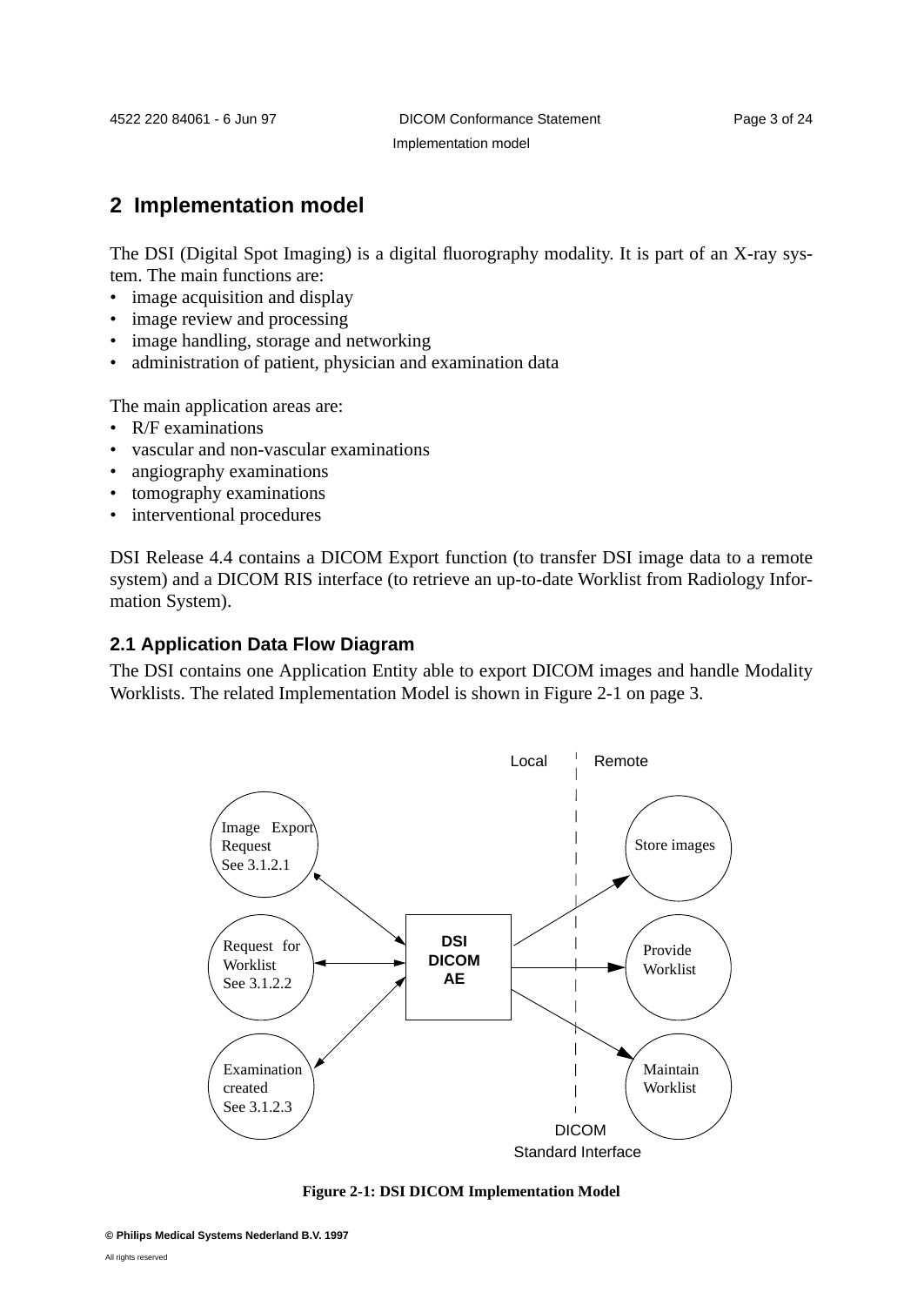## 2 Implementation model

The DSI (Digital Spot Imaging) is a digital fluorography modality. It is part of an X-ray system. The main functions are:

- image acquisition and display
- image review and processing
- image handling, storage and networking
- administration of patient, physician and examination data

The main application areas are:

- R/F examinations
- vascular and non-vascular examinations
- angiography examinations
- tomography examinations
- interventional procedures

DSI Release 4.4 contains a DICOM Export function (to transfer DSI image data to a remote system) and a DICOM RIS interface (to retrieve an up-to-date Worklist from Radiology Information System).

### 2.1 Application Data Flow Diagram

The DSI contains one Application Entity able to export DICOM images and handle Modality Worklists. The related Implementation Model is shown in Figure 2-1 on page 3.

Local | Remote

Image Export Request See 3.1.2.1

Request for Worklist See 3.1.2.2

Examination created See 3.1.2.3

DSI DICOM AE

Store images

Provide Worklist

Maintain Worklist

DICOM Standard Interface

**Figure 2-1: DSI DICOM Implementation Model**

**© Philips Medical Systems Nederland B.V. 1997**

All rights reserved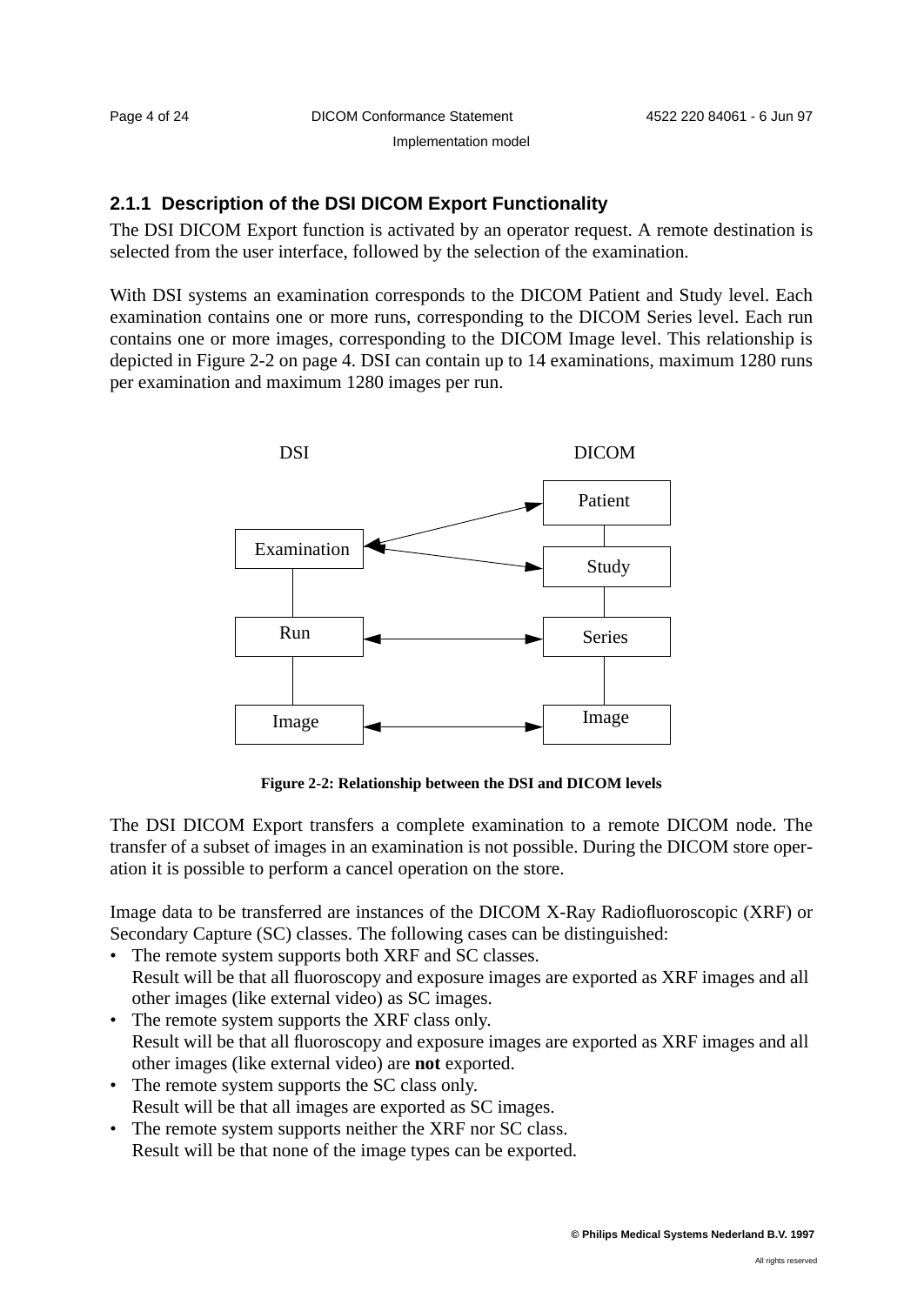### 2.1.1 Description of the DSI DICOM Export Functionality

The DSI DICOM Export function is activated by an operator request. A remote destination is selected from the user interface, followed by the selection of the examination.

With DSI systems an examination corresponds to the DICOM Patient and Study level. Each examination contains one or more runs, corresponding to the DICOM Series level. Each run contains one or more images, corresponding to the DICOM Image level. This relationship is depicted in Figure 2-2 on page 4. DSI can contain up to 14 examinations, maximum 1280 runs per examination and maximum 1280 images per run.

| DSI | | DICOM |
|---|---|---|
| Examination | ↔ | Patient |
| | ↔ | Study |
| Run | ↔ | Series |
| Image | ↔ | Image |

**Figure 2-2: Relationship between the DSI and DICOM levels**

The DSI DICOM Export transfers a complete examination to a remote DICOM node. The transfer of a subset of images in an examination is not possible. During the DICOM store operation it is possible to perform a cancel operation on the store.

Image data to be transferred are instances of the DICOM X-Ray Radiofluoroscopic (XRF) or Secondary Capture (SC) classes. The following cases can be distinguished:

- The remote system supports both XRF and SC classes.
  Result will be that all fluoroscopy and exposure images are exported as XRF images and all other images (like external video) as SC images.
- The remote system supports the XRF class only.
  Result will be that all fluoroscopy and exposure images are exported as XRF images and all other images (like external video) are **not** exported.
- The remote system supports the SC class only.
  Result will be that all images are exported as SC images.
- The remote system supports neither the XRF nor SC class.
  Result will be that none of the image types can be exported.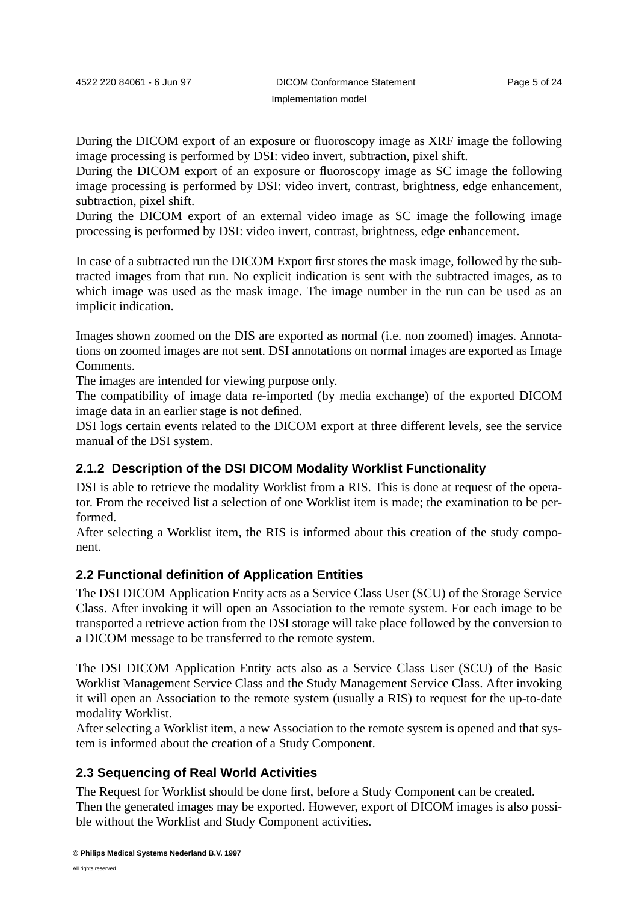During the DICOM export of an exposure or fluoroscopy image as XRF image the following image processing is performed by DSI: video invert, subtraction, pixel shift.
During the DICOM export of an exposure or fluoroscopy image as SC image the following image processing is performed by DSI: video invert, contrast, brightness, edge enhancement, subtraction, pixel shift.
During the DICOM export of an external video image as SC image the following image processing is performed by DSI: video invert, contrast, brightness, edge enhancement.

In case of a subtracted run the DICOM Export first stores the mask image, followed by the subtracted images from that run. No explicit indication is sent with the subtracted images, as to which image was used as the mask image. The image number in the run can be used as an implicit indication.

Images shown zoomed on the DIS are exported as normal (i.e. non zoomed) images. Annotations on zoomed images are not sent. DSI annotations on normal images are exported as Image Comments.
The images are intended for viewing purpose only.
The compatibility of image data re-imported (by media exchange) of the exported DICOM image data in an earlier stage is not defined.
DSI logs certain events related to the DICOM export at three different levels, see the service manual of the DSI system.

### 2.1.2 Description of the DSI DICOM Modality Worklist Functionality

DSI is able to retrieve the modality Worklist from a RIS. This is done at request of the operator. From the received list a selection of one Worklist item is made; the examination to be performed.
After selecting a Worklist item, the RIS is informed about this creation of the study component.

## 2.2 Functional definition of Application Entities

The DSI DICOM Application Entity acts as a Service Class User (SCU) of the Storage Service Class. After invoking it will open an Association to the remote system. For each image to be transported a retrieve action from the DSI storage will take place followed by the conversion to a DICOM message to be transferred to the remote system.

The DSI DICOM Application Entity acts also as a Service Class User (SCU) of the Basic Worklist Management Service Class and the Study Management Service Class. After invoking it will open an Association to the remote system (usually a RIS) to request for the up-to-date modality Worklist.
After selecting a Worklist item, a new Association to the remote system is opened and that system is informed about the creation of a Study Component.

## 2.3 Sequencing of Real World Activities

The Request for Worklist should be done first, before a Study Component can be created.
Then the generated images may be exported. However, export of DICOM images is also possible without the Worklist and Study Component activities.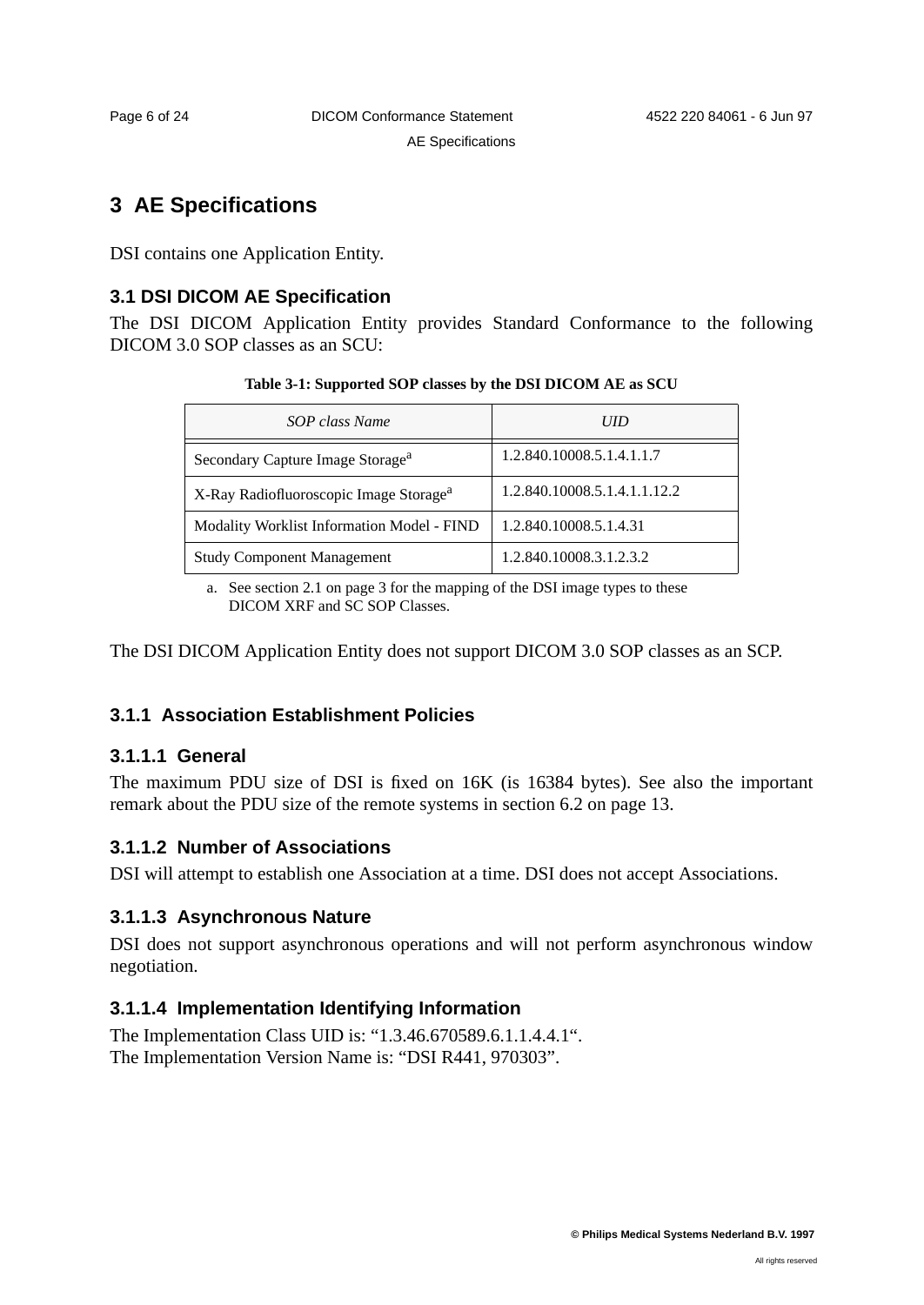# 3 AE Specifications

DSI contains one Application Entity.

## 3.1 DSI DICOM AE Specification

The DSI DICOM Application Entity provides Standard Conformance to the following DICOM 3.0 SOP classes as an SCU:

**Table 3-1: Supported SOP classes by the DSI DICOM AE as SCU**

| *SOP class Name* | *UID* |
|---|---|
| Secondary Capture Image Storage[a] | 1.2.840.10008.5.1.4.1.1.7 |
| X-Ray Radiofluoroscopic Image Storage[a] | 1.2.840.10008.5.1.4.1.1.12.2 |
| Modality Worklist Information Model - FIND | 1.2.840.10008.5.1.4.31 |
| Study Component Management | 1.2.840.10008.3.1.2.3.2 |

a. See section 2.1 on page 3 for the mapping of the DSI image types to these DICOM XRF and SC SOP Classes.

The DSI DICOM Application Entity does not support DICOM 3.0 SOP classes as an SCP.

### 3.1.1 Association Establishment Policies

#### 3.1.1.1 General

The maximum PDU size of DSI is fixed on 16K (is 16384 bytes). See also the important remark about the PDU size of the remote systems in section 6.2 on page 13.

#### 3.1.1.2 Number of Associations

DSI will attempt to establish one Association at a time. DSI does not accept Associations.

#### 3.1.1.3 Asynchronous Nature

DSI does not support asynchronous operations and will not perform asynchronous window negotiation.

#### 3.1.1.4 Implementation Identifying Information

The Implementation Class UID is: “1.3.46.670589.6.1.1.4.4.1“.
The Implementation Version Name is: “DSI R441, 970303”.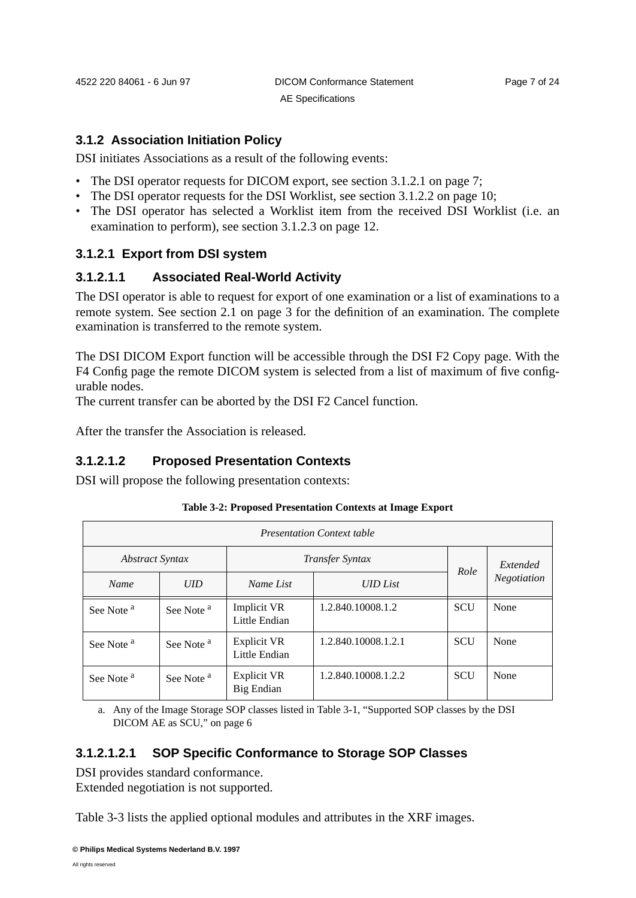### 3.1.2 Association Initiation Policy

DSI initiates Associations as a result of the following events:

- The DSI operator requests for DICOM export, see section 3.1.2.1 on page 7;
- The DSI operator requests for the DSI Worklist, see section 3.1.2.2 on page 10;
- The DSI operator has selected a Worklist item from the received DSI Worklist (i.e. an examination to perform), see section 3.1.2.3 on page 12.

#### 3.1.2.1 Export from DSI system

##### 3.1.2.1.1 Associated Real-World Activity

The DSI operator is able to request for export of one examination or a list of examinations to a remote system. See section 2.1 on page 3 for the definition of an examination. The complete examination is transferred to the remote system.

The DSI DICOM Export function will be accessible through the DSI F2 Copy page. With the F4 Config page the remote DICOM system is selected from a list of maximum of five configurable nodes.
The current transfer can be aborted by the DSI F2 Cancel function.

After the transfer the Association is released.

##### 3.1.2.1.2 Proposed Presentation Contexts

DSI will propose the following presentation contexts:

**Table 3-2: Proposed Presentation Contexts at Image Export**

| *Presentation Context table* | | | | | |
|---|---|---|---|---|---|
| *Abstract Syntax* | | *Transfer Syntax* | | *Role* | *Extended Negotiation* |
| *Name* | *UID* | *Name List* | *UID List* | | |
| See Note [a] | See Note [a] | Implicit VR Little Endian | 1.2.840.10008.1.2 | SCU | None |
| See Note [a] | See Note [a] | Explicit VR Little Endian | 1.2.840.10008.1.2.1 | SCU | None |
| See Note [a] | See Note [a] | Explicit VR Big Endian | 1.2.840.10008.1.2.2 | SCU | None |

a. Any of the Image Storage SOP classes listed in Table 3-1, "Supported SOP classes by the DSI DICOM AE as SCU," on page 6

###### 3.1.2.1.2.1 SOP Specific Conformance to Storage SOP Classes

DSI provides standard conformance.
Extended negotiation is not supported.

Table 3-3 lists the applied optional modules and attributes in the XRF images.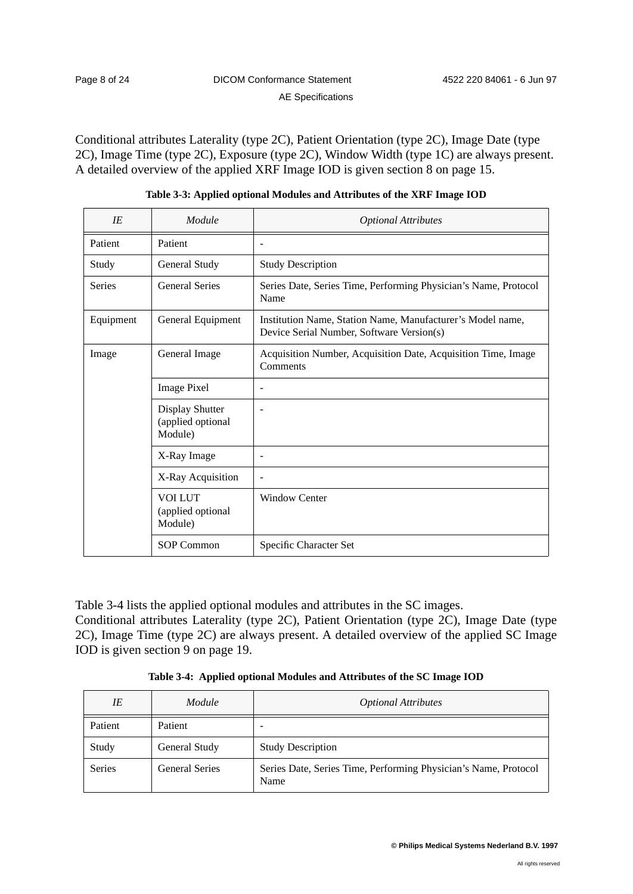Conditional attributes Laterality (type 2C), Patient Orientation (type 2C), Image Date (type 2C), Image Time (type 2C), Exposure (type 2C), Window Width (type 1C) are always present. A detailed overview of the applied XRF Image IOD is given section 8 on page 15.

**Table 3-3: Applied optional Modules and Attributes of the XRF Image IOD**

| *IE* | *Module* | *Optional Attributes* |
|---|---|---|
| Patient | Patient | - |
| Study | General Study | Study Description |
| Series | General Series | Series Date, Series Time, Performing Physician's Name, Protocol Name |
| Equipment | General Equipment | Institution Name, Station Name, Manufacturer's Model name, Device Serial Number, Software Version(s) |
| Image | General Image | Acquisition Number, Acquisition Date, Acquisition Time, Image Comments |
| | Image Pixel | - |
| | Display Shutter (applied optional Module) | - |
| | X-Ray Image | - |
| | X-Ray Acquisition | - |
| | VOI LUT (applied optional Module) | Window Center |
| | SOP Common | Specific Character Set |

Table 3-4 lists the applied optional modules and attributes in the SC images.
Conditional attributes Laterality (type 2C), Patient Orientation (type 2C), Image Date (type 2C), Image Time (type 2C) are always present. A detailed overview of the applied SC Image IOD is given section 9 on page 19.

**Table 3-4: Applied optional Modules and Attributes of the SC Image IOD**

| *IE* | *Module* | *Optional Attributes* |
|---|---|---|
| Patient | Patient | - |
| Study | General Study | Study Description |
| Series | General Series | Series Date, Series Time, Performing Physician's Name, Protocol Name |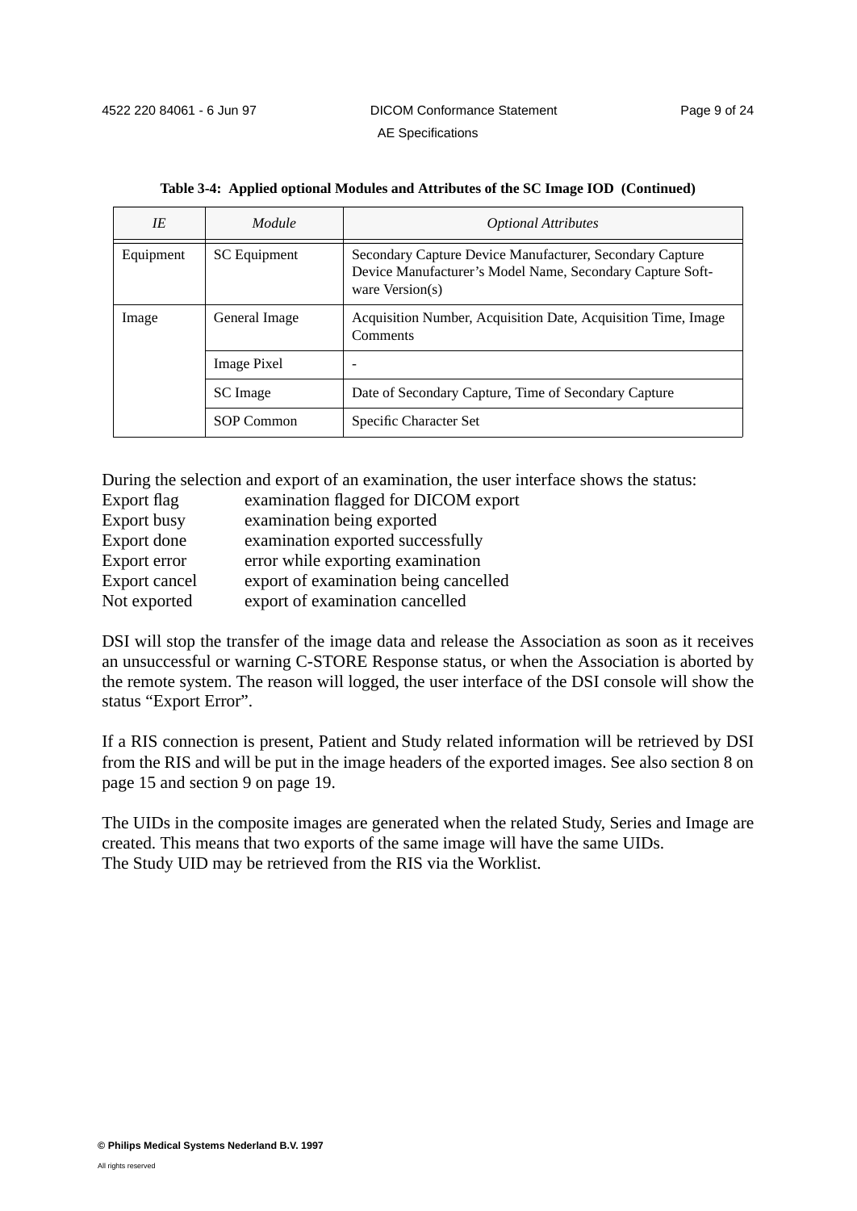**Table 3-4: Applied optional Modules and Attributes of the SC Image IOD (Continued)**

| *IE* | *Module* | *Optional Attributes* |
| --- | --- | --- |
| Equipment | SC Equipment | Secondary Capture Device Manufacturer, Secondary Capture Device Manufacturer's Model Name, Secondary Capture Software Version(s) |
| Image | General Image | Acquisition Number, Acquisition Date, Acquisition Time, Image Comments |
| | Image Pixel | - |
| | SC Image | Date of Secondary Capture, Time of Secondary Capture |
| | SOP Common | Specific Character Set |

During the selection and export of an examination, the user interface shows the status:

| | |
| --- | --- |
| Export flag | examination flagged for DICOM export |
| Export busy | examination being exported |
| Export done | examination exported successfully |
| Export error | error while exporting examination |
| Export cancel | export of examination being cancelled |
| Not exported | export of examination cancelled |

DSI will stop the transfer of the image data and release the Association as soon as it receives an unsuccessful or warning C-STORE Response status, or when the Association is aborted by the remote system. The reason will logged, the user interface of the DSI console will show the status "Export Error".

If a RIS connection is present, Patient and Study related information will be retrieved by DSI from the RIS and will be put in the image headers of the exported images. See also section 8 on page 15 and section 9 on page 19.

The UIDs in the composite images are generated when the related Study, Series and Image are created. This means that two exports of the same image will have the same UIDs.
The Study UID may be retrieved from the RIS via the Worklist.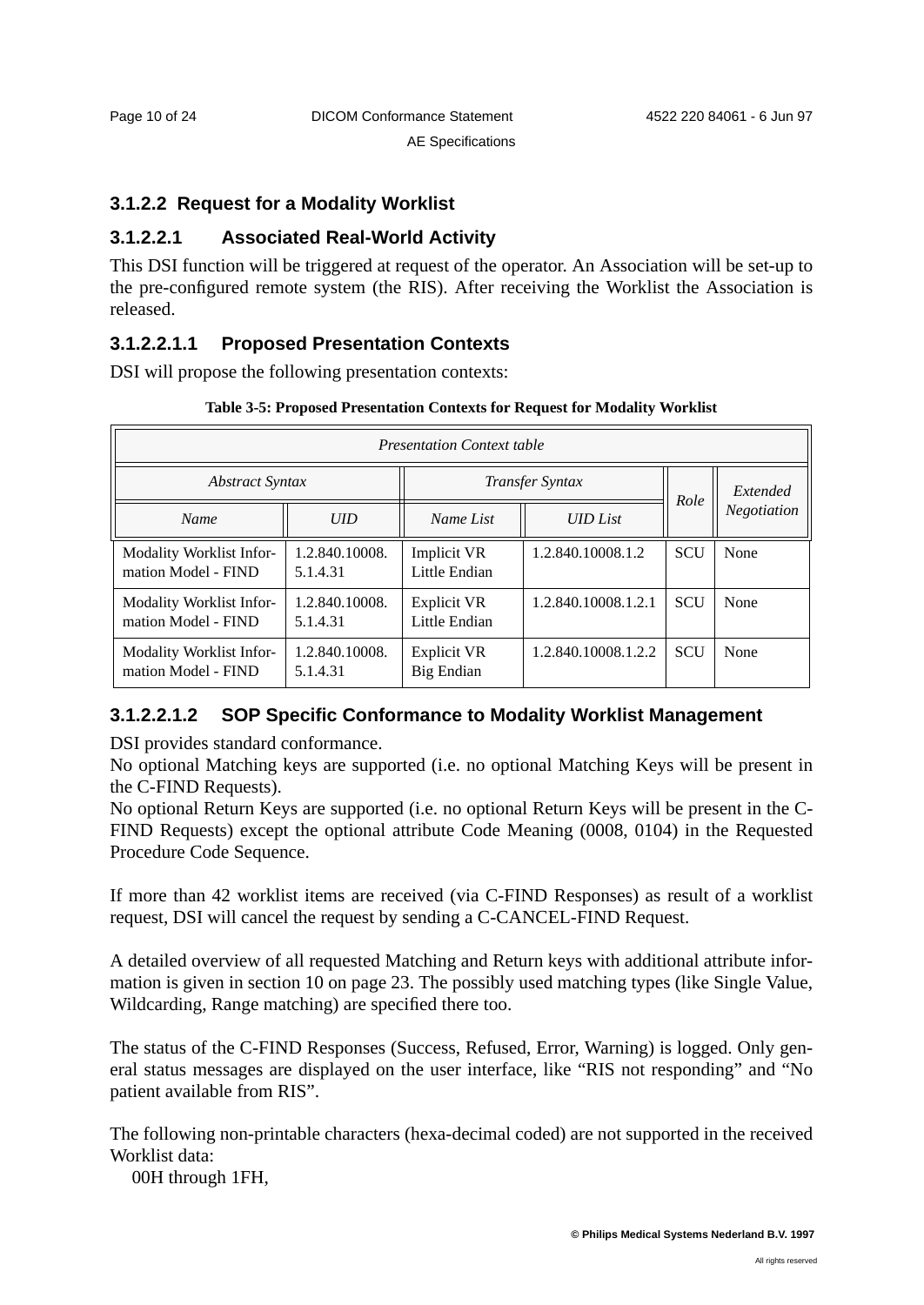### 3.1.2.2 Request for a Modality Worklist

#### 3.1.2.2.1 Associated Real-World Activity

This DSI function will be triggered at request of the operator. An Association will be set-up to the pre-configured remote system (the RIS). After receiving the Worklist the Association is released.

##### 3.1.2.2.1.1 Proposed Presentation Contexts

DSI will propose the following presentation contexts:

**Table 3-5: Proposed Presentation Contexts for Request for Modality Worklist**

| *Presentation Context table* | | | | | |
|---|---|---|---|---|---|
| *Abstract Syntax* | | *Transfer Syntax* | | *Role* | *Extended Negotiation* |
| *Name* | *UID* | *Name List* | *UID List* | | |
| Modality Worklist Information Model - FIND | 1.2.840.10008.5.1.4.31 | Implicit VR Little Endian | 1.2.840.10008.1.2 | SCU | None |
| Modality Worklist Information Model - FIND | 1.2.840.10008.5.1.4.31 | Explicit VR Little Endian | 1.2.840.10008.1.2.1 | SCU | None |
| Modality Worklist Information Model - FIND | 1.2.840.10008.5.1.4.31 | Explicit VR Big Endian | 1.2.840.10008.1.2.2 | SCU | None |

##### 3.1.2.2.1.2 SOP Specific Conformance to Modality Worklist Management

DSI provides standard conformance.
No optional Matching keys are supported (i.e. no optional Matching Keys will be present in the C-FIND Requests).
No optional Return Keys are supported (i.e. no optional Return Keys will be present in the C-FIND Requests) except the optional attribute Code Meaning (0008, 0104) in the Requested Procedure Code Sequence.

If more than 42 worklist items are received (via C-FIND Responses) as result of a worklist request, DSI will cancel the request by sending a C-CANCEL-FIND Request.

A detailed overview of all requested Matching and Return keys with additional attribute information is given in section 10 on page 23. The possibly used matching types (like Single Value, Wildcarding, Range matching) are specified there too.

The status of the C-FIND Responses (Success, Refused, Error, Warning) is logged. Only general status messages are displayed on the user interface, like “RIS not responding” and “No patient available from RIS”.

The following non-printable characters (hexa-decimal coded) are not supported in the received Worklist data:

00H through 1FH,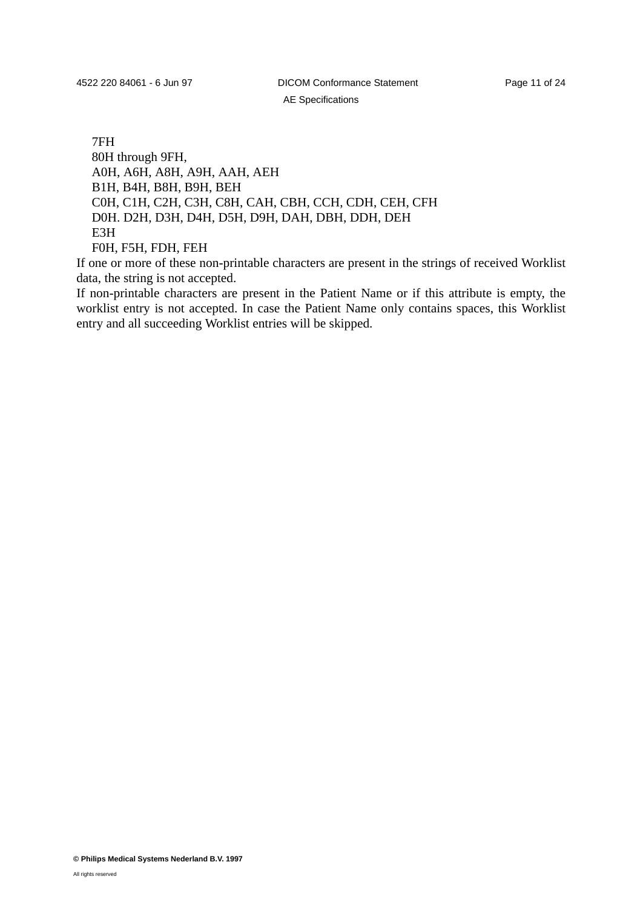7FH
80H through 9FH,
A0H, A6H, A8H, A9H, AAH, AEH
B1H, B4H, B8H, B9H, BEH
C0H, C1H, C2H, C3H, C8H, CAH, CBH, CCH, CDH, CEH, CFH
D0H. D2H, D3H, D4H, D5H, D9H, DAH, DBH, DDH, DEH
E3H
F0H, F5H, FDH, FEH

If one or more of these non-printable characters are present in the strings of received Worklist data, the string is not accepted.

If non-printable characters are present in the Patient Name or if this attribute is empty, the worklist entry is not accepted. In case the Patient Name only contains spaces, this Worklist entry and all succeeding Worklist entries will be skipped.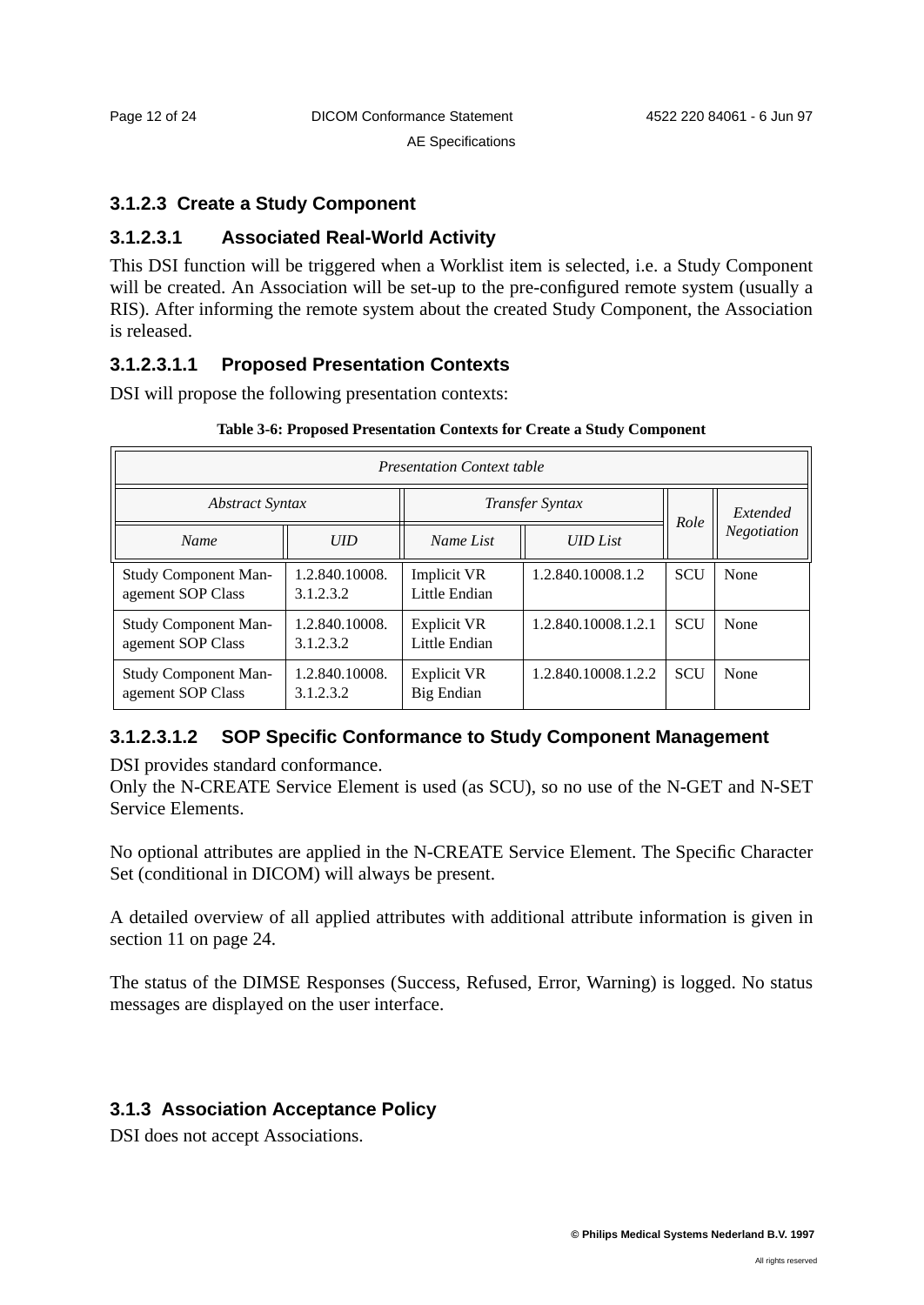### 3.1.2.3 Create a Study Component

#### 3.1.2.3.1 Associated Real-World Activity

This DSI function will be triggered when a Worklist item is selected, i.e. a Study Component will be created. An Association will be set-up to the pre-configured remote system (usually a RIS). After informing the remote system about the created Study Component, the Association is released.

##### 3.1.2.3.1.1 Proposed Presentation Contexts

DSI will propose the following presentation contexts:

**Table 3-6: Proposed Presentation Contexts for Create a Study Component**

| *Presentation Context table* | | | | | |
|---|---|---|---|---|---|
| *Abstract Syntax* | | *Transfer Syntax* | | *Role* | *Extended Negotiation* |
| *Name* | *UID* | *Name List* | *UID List* | | |
| Study Component Management SOP Class | 1.2.840.10008.3.1.2.3.2 | Implicit VR Little Endian | 1.2.840.10008.1.2 | SCU | None |
| Study Component Management SOP Class | 1.2.840.10008.3.1.2.3.2 | Explicit VR Little Endian | 1.2.840.10008.1.2.1 | SCU | None |
| Study Component Management SOP Class | 1.2.840.10008.3.1.2.3.2 | Explicit VR Big Endian | 1.2.840.10008.1.2.2 | SCU | None |

##### 3.1.2.3.1.2 SOP Specific Conformance to Study Component Management

DSI provides standard conformance.
Only the N-CREATE Service Element is used (as SCU), so no use of the N-GET and N-SET Service Elements.

No optional attributes are applied in the N-CREATE Service Element. The Specific Character Set (conditional in DICOM) will always be present.

A detailed overview of all applied attributes with additional attribute information is given in section 11 on page 24.

The status of the DIMSE Responses (Success, Refused, Error, Warning) is logged. No status messages are displayed on the user interface.

### 3.1.3 Association Acceptance Policy

DSI does not accept Associations.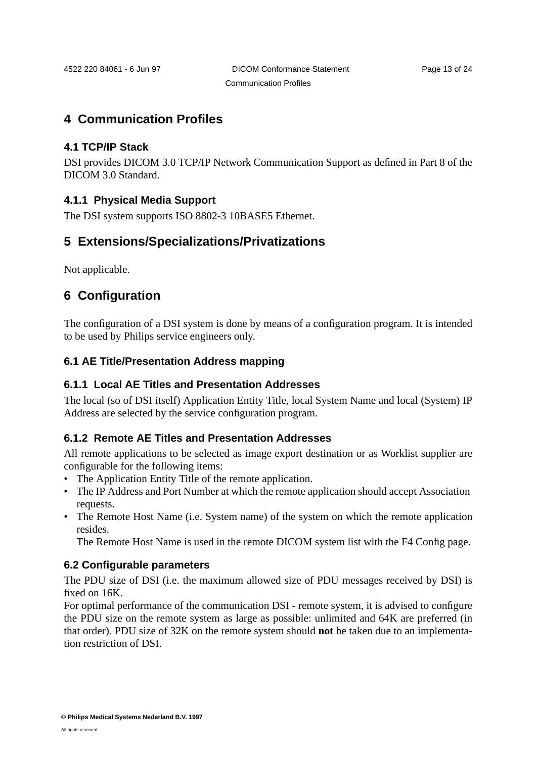# 4 Communication Profiles

## 4.1 TCP/IP Stack

DSI provides DICOM 3.0 TCP/IP Network Communication Support as defined in Part 8 of the DICOM 3.0 Standard.

### 4.1.1 Physical Media Support

The DSI system supports ISO 8802-3 10BASE5 Ethernet.

# 5 Extensions/Specializations/Privatizations

Not applicable.

# 6 Configuration

The configuration of a DSI system is done by means of a configuration program. It is intended to be used by Philips service engineers only.

## 6.1 AE Title/Presentation Address mapping

### 6.1.1 Local AE Titles and Presentation Addresses

The local (so of DSI itself) Application Entity Title, local System Name and local (System) IP Address are selected by the service configuration program.

### 6.1.2 Remote AE Titles and Presentation Addresses

All remote applications to be selected as image export destination or as Worklist supplier are configurable for the following items:

- The Application Entity Title of the remote application.
- The IP Address and Port Number at which the remote application should accept Association requests.
- The Remote Host Name (i.e. System name) of the system on which the remote application resides.
  The Remote Host Name is used in the remote DICOM system list with the F4 Config page.

## 6.2 Configurable parameters

The PDU size of DSI (i.e. the maximum allowed size of PDU messages received by DSI) is fixed on 16K.

For optimal performance of the communication DSI - remote system, it is advised to configure the PDU size on the remote system as large as possible: unlimited and 64K are preferred (in that order). PDU size of 32K on the remote system should **not** be taken due to an implementation restriction of DSI.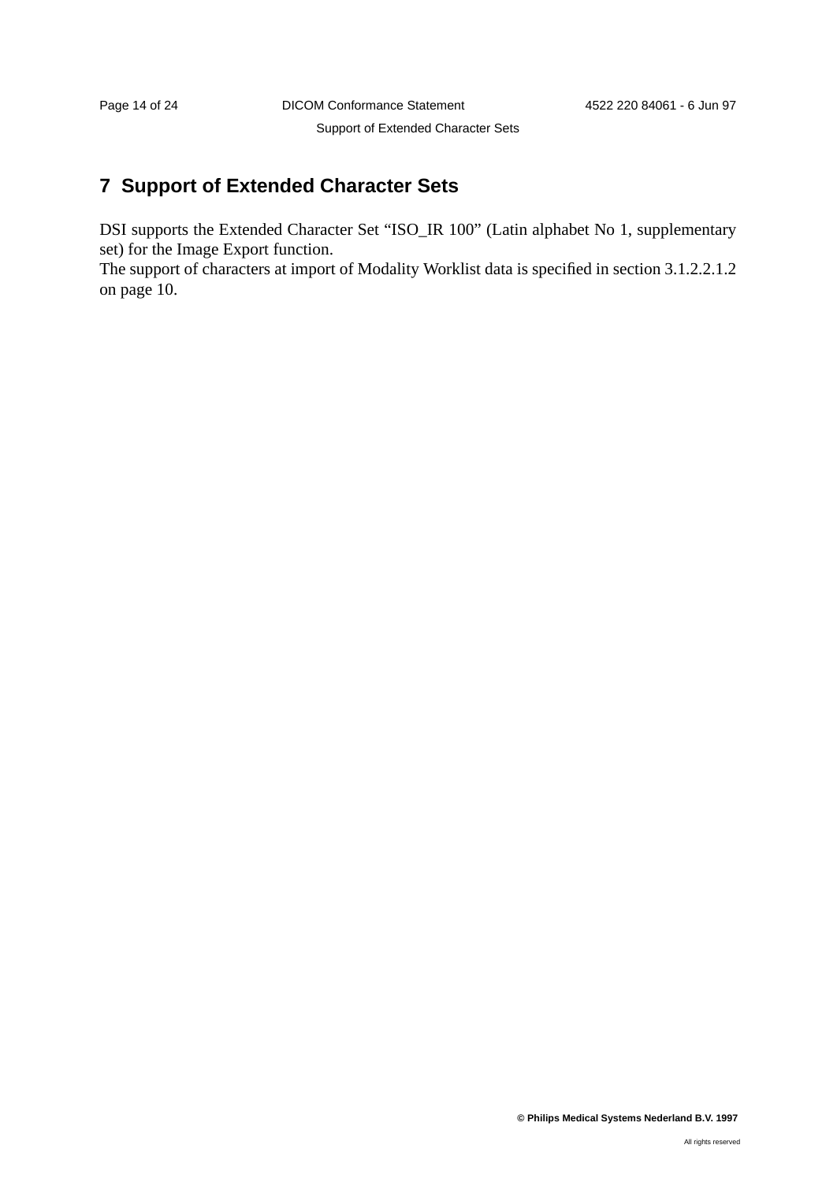# 7 Support of Extended Character Sets

DSI supports the Extended Character Set “ISO_IR 100” (Latin alphabet No 1, supplementary set) for the Image Export function.
The support of characters at import of Modality Worklist data is specified in section 3.1.2.2.1.2 on page 10.

**© Philips Medical Systems Nederland B.V. 1997**

All rights reserved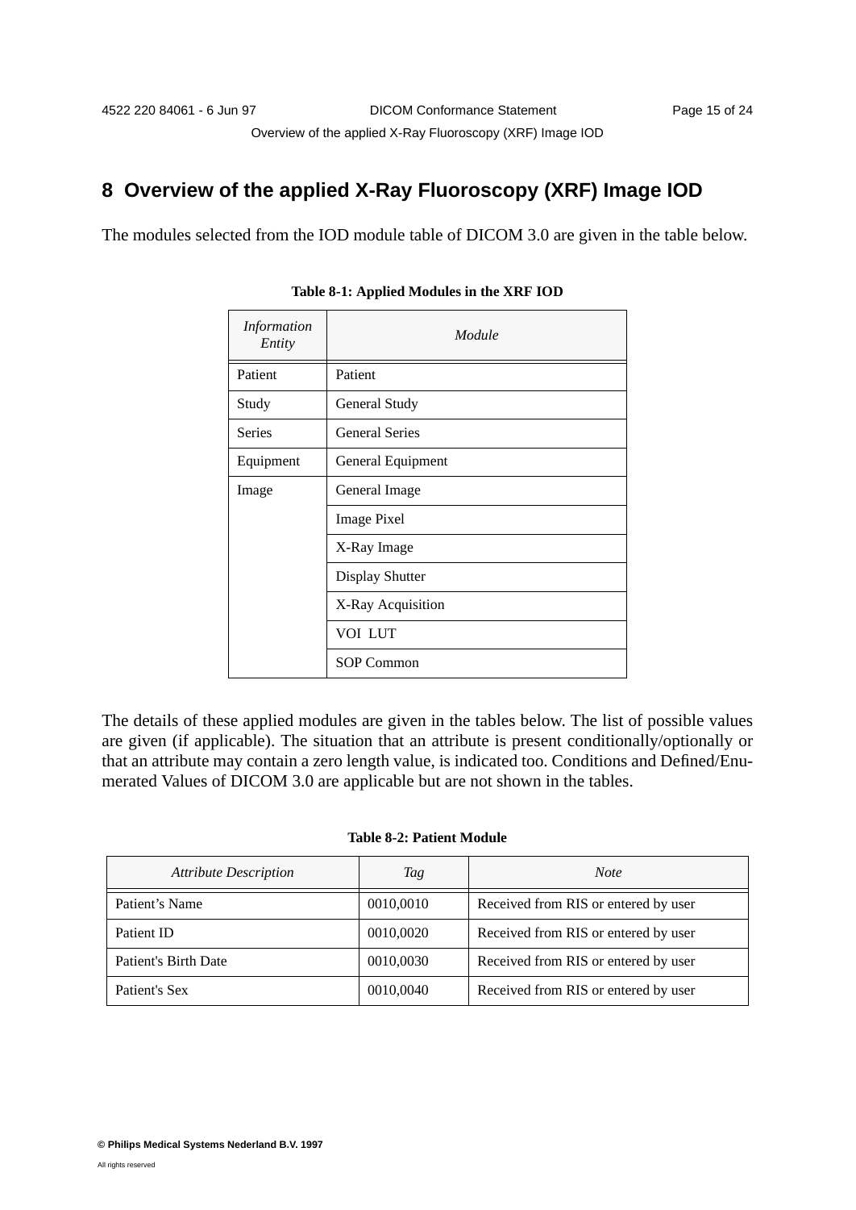# 8 Overview of the applied X-Ray Fluoroscopy (XRF) Image IOD

The modules selected from the IOD module table of DICOM 3.0 are given in the table below.

**Table 8-1: Applied Modules in the XRF IOD**

| *Information Entity* | *Module* |
|---|---|
| Patient | Patient |
| Study | General Study |
| Series | General Series |
| Equipment | General Equipment |
| Image | General Image |
| | Image Pixel |
| | X-Ray Image |
| | Display Shutter |
| | X-Ray Acquisition |
| | VOI LUT |
| | SOP Common |

The details of these applied modules are given in the tables below. The list of possible values are given (if applicable). The situation that an attribute is present conditionally/optionally or that an attribute may contain a zero length value, is indicated too. Conditions and Defined/Enumerated Values of DICOM 3.0 are applicable but are not shown in the tables.

**Table 8-2: Patient Module**

| *Attribute Description* | *Tag* | *Note* |
|---|---|---|
| Patient's Name | 0010,0010 | Received from RIS or entered by user |
| Patient ID | 0010,0020 | Received from RIS or entered by user |
| Patient's Birth Date | 0010,0030 | Received from RIS or entered by user |
| Patient's Sex | 0010,0040 | Received from RIS or entered by user |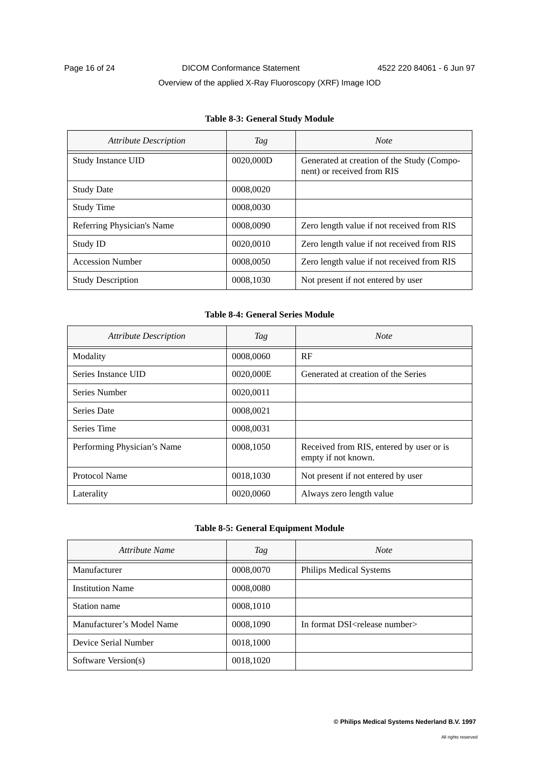**Table 8-3: General Study Module**

| *Attribute Description* | *Tag* | *Note* |
|---|---|---|
| Study Instance UID | 0020,000D | Generated at creation of the Study (Component) or received from RIS |
| Study Date | 0008,0020 | |
| Study Time | 0008,0030 | |
| Referring Physician's Name | 0008,0090 | Zero length value if not received from RIS |
| Study ID | 0020,0010 | Zero length value if not received from RIS |
| Accession Number | 0008,0050 | Zero length value if not received from RIS |
| Study Description | 0008,1030 | Not present if not entered by user |

**Table 8-4: General Series Module**

| *Attribute Description* | *Tag* | *Note* |
|---|---|---|
| Modality | 0008,0060 | RF |
| Series Instance UID | 0020,000E | Generated at creation of the Series |
| Series Number | 0020,0011 | |
| Series Date | 0008,0021 | |
| Series Time | 0008,0031 | |
| Performing Physician's Name | 0008,1050 | Received from RIS, entered by user or is empty if not known. |
| Protocol Name | 0018,1030 | Not present if not entered by user |
| Laterality | 0020,0060 | Always zero length value |

**Table 8-5: General Equipment Module**

| *Attribute Name* | *Tag* | *Note* |
|---|---|---|
| Manufacturer | 0008,0070 | Philips Medical Systems |
| Institution Name | 0008,0080 | |
| Station name | 0008,1010 | |
| Manufacturer's Model Name | 0008,1090 | In format DSI<release number> |
| Device Serial Number | 0018,1000 | |
| Software Version(s) | 0018,1020 | |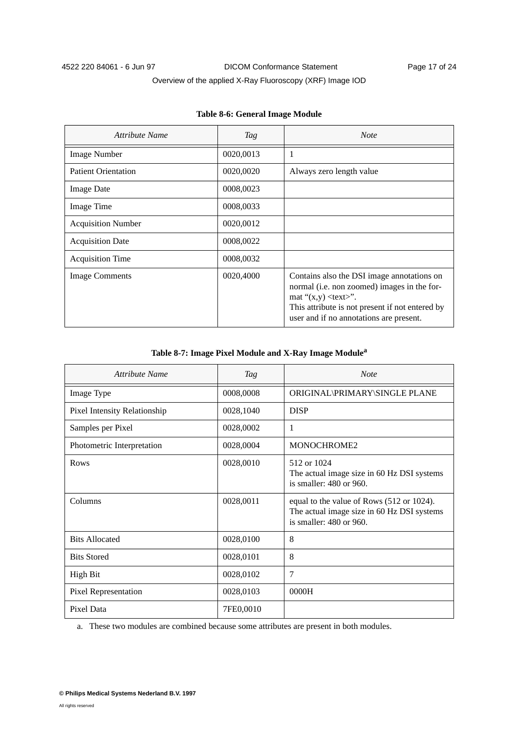**Table 8-6: General Image Module**

| *Attribute Name* | *Tag* | *Note* |
|---|---|---|
| Image Number | 0020,0013 | 1 |
| Patient Orientation | 0020,0020 | Always zero length value |
| Image Date | 0008,0023 | |
| Image Time | 0008,0033 | |
| Acquisition Number | 0020,0012 | |
| Acquisition Date | 0008,0022 | |
| Acquisition Time | 0008,0032 | |
| Image Comments | 0020,4000 | Contains also the DSI image annotations on normal (i.e. non zoomed) images in the format "(x,y) <text>". This attribute is not present if not entered by user and if no annotations are present. |

**Table 8-7: Image Pixel Module and X-Ray Image Module[a]**

| *Attribute Name* | *Tag* | *Note* |
|---|---|---|
| Image Type | 0008,0008 | ORIGINAL\PRIMARY\SINGLE PLANE |
| Pixel Intensity Relationship | 0028,1040 | DISP |
| Samples per Pixel | 0028,0002 | 1 |
| Photometric Interpretation | 0028,0004 | MONOCHROME2 |
| Rows | 0028,0010 | 512 or 1024<br>The actual image size in 60 Hz DSI systems is smaller: 480 or 960. |
| Columns | 0028,0011 | equal to the value of Rows (512 or 1024).<br>The actual image size in 60 Hz DSI systems is smaller: 480 or 960. |
| Bits Allocated | 0028,0100 | 8 |
| Bits Stored | 0028,0101 | 8 |
| High Bit | 0028,0102 | 7 |
| Pixel Representation | 0028,0103 | 0000H |
| Pixel Data | 7FE0,0010 | |

a. These two modules are combined because some attributes are present in both modules.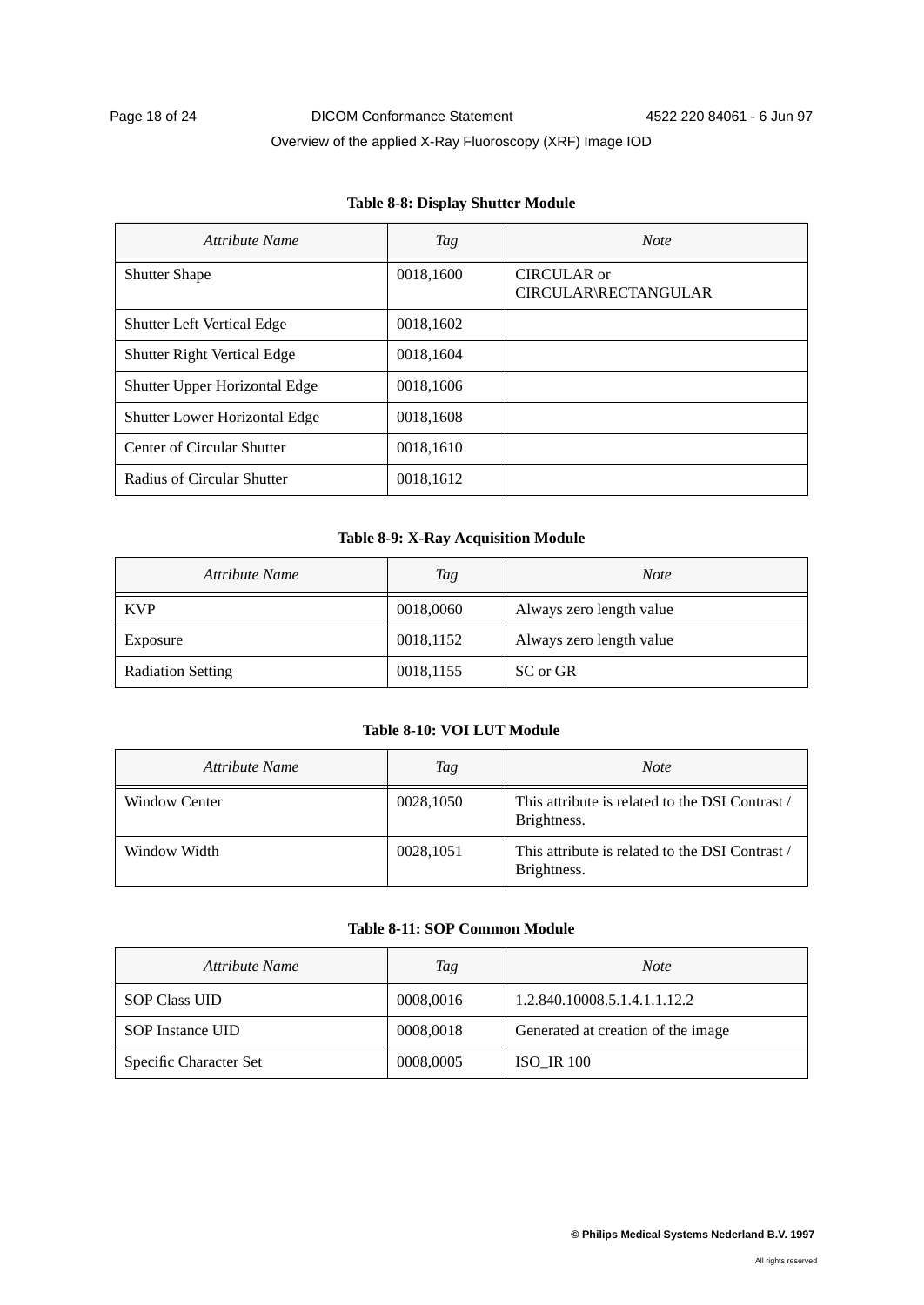**Table 8-8: Display Shutter Module**

| *Attribute Name* | *Tag* | *Note* |
|---|---|---|
| Shutter Shape | 0018,1600 | CIRCULAR or CIRCULAR\RECTANGULAR |
| Shutter Left Vertical Edge | 0018,1602 | |
| Shutter Right Vertical Edge | 0018,1604 | |
| Shutter Upper Horizontal Edge | 0018,1606 | |
| Shutter Lower Horizontal Edge | 0018,1608 | |
| Center of Circular Shutter | 0018,1610 | |
| Radius of Circular Shutter | 0018,1612 | |

**Table 8-9: X-Ray Acquisition Module**

| *Attribute Name* | *Tag* | *Note* |
|---|---|---|
| KVP | 0018,0060 | Always zero length value |
| Exposure | 0018,1152 | Always zero length value |
| Radiation Setting | 0018,1155 | SC or GR |

**Table 8-10: VOI LUT Module**

| *Attribute Name* | *Tag* | *Note* |
|---|---|---|
| Window Center | 0028,1050 | This attribute is related to the DSI Contrast / Brightness. |
| Window Width | 0028,1051 | This attribute is related to the DSI Contrast / Brightness. |

**Table 8-11: SOP Common Module**

| *Attribute Name* | *Tag* | *Note* |
|---|---|---|
| SOP Class UID | 0008,0016 | 1.2.840.10008.5.1.4.1.1.12.2 |
| SOP Instance UID | 0008,0018 | Generated at creation of the image |
| Specific Character Set | 0008,0005 | ISO_IR 100 |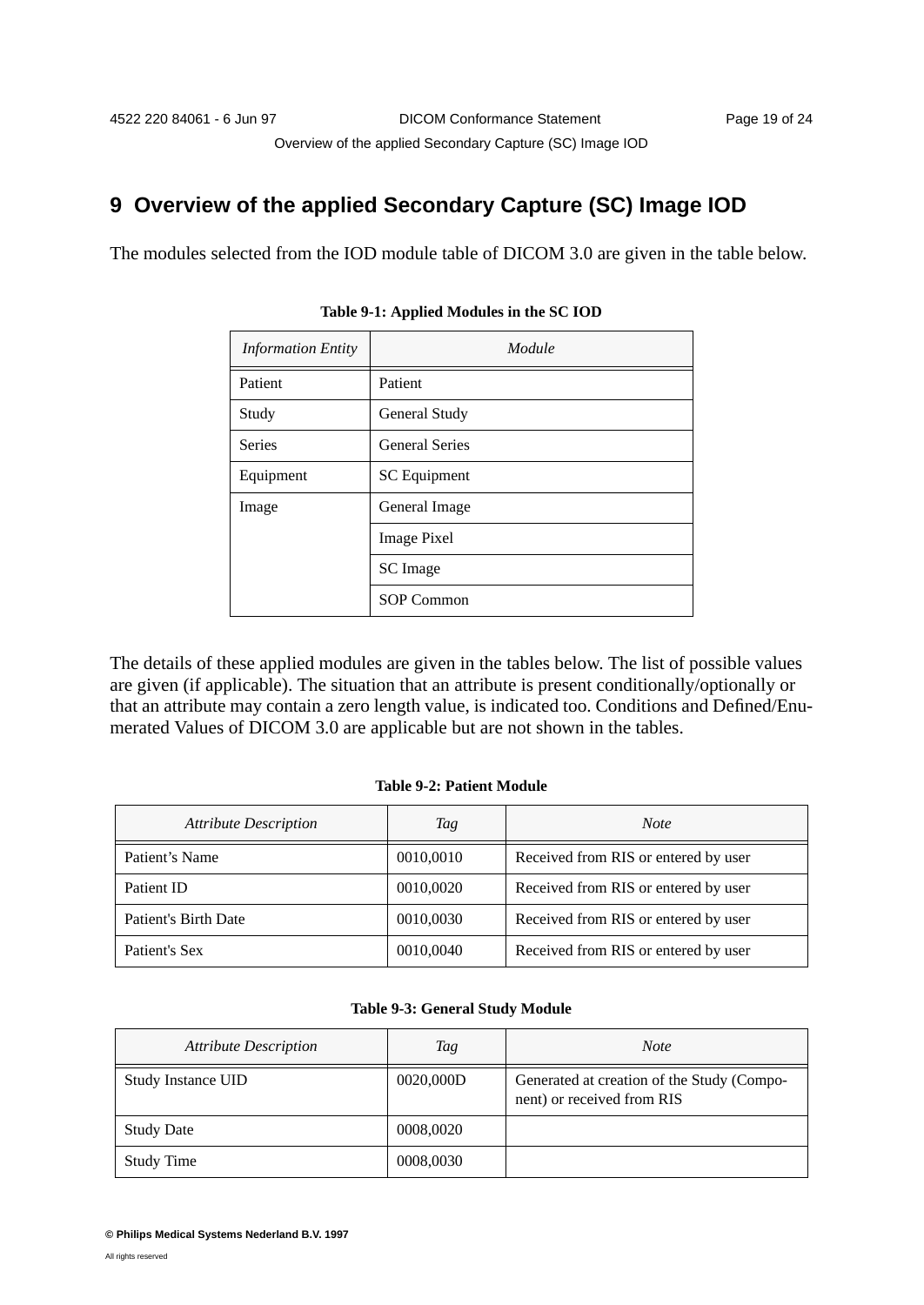# 9 Overview of the applied Secondary Capture (SC) Image IOD

The modules selected from the IOD module table of DICOM 3.0 are given in the table below.

**Table 9-1: Applied Modules in the SC IOD**

| *Information Entity* | *Module* |
|---|---|
| Patient | Patient |
| Study | General Study |
| Series | General Series |
| Equipment | SC Equipment |
| Image | General Image |
| | Image Pixel |
| | SC Image |
| | SOP Common |

The details of these applied modules are given in the tables below. The list of possible values are given (if applicable). The situation that an attribute is present conditionally/optionally or that an attribute may contain a zero length value, is indicated too. Conditions and Defined/Enumerated Values of DICOM 3.0 are applicable but are not shown in the tables.

**Table 9-2: Patient Module**

| *Attribute Description* | *Tag* | *Note* |
|---|---|---|
| Patient's Name | 0010,0010 | Received from RIS or entered by user |
| Patient ID | 0010,0020 | Received from RIS or entered by user |
| Patient's Birth Date | 0010,0030 | Received from RIS or entered by user |
| Patient's Sex | 0010,0040 | Received from RIS or entered by user |

**Table 9-3: General Study Module**

| *Attribute Description* | *Tag* | *Note* |
|---|---|---|
| Study Instance UID | 0020,000D | Generated at creation of the Study (Component) or received from RIS |
| Study Date | 0008,0020 | |
| Study Time | 0008,0030 | |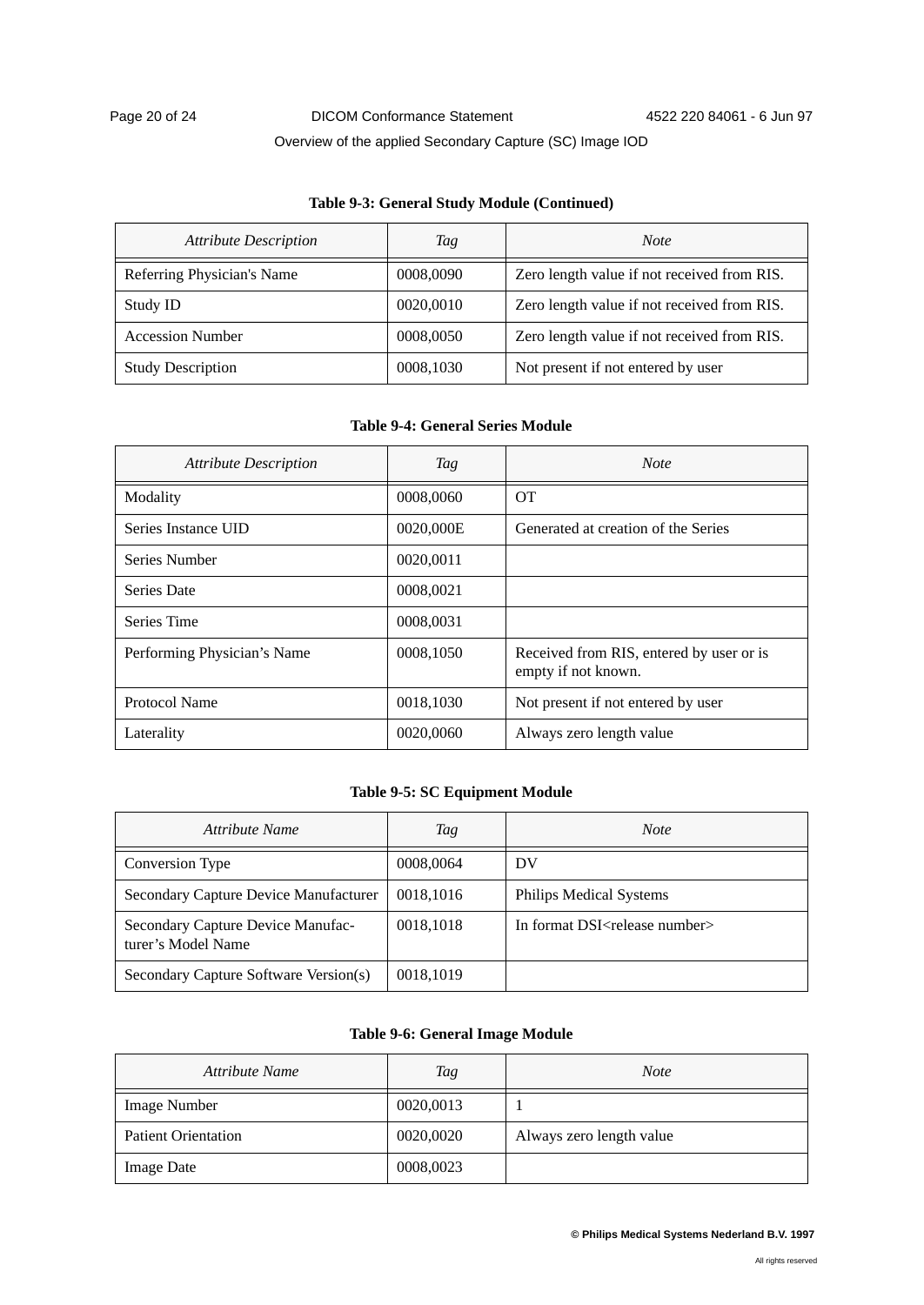**Table 9-3: General Study Module (Continued)**

| *Attribute Description* | *Tag* | *Note* |
|---|---|---|
| Referring Physician's Name | 0008,0090 | Zero length value if not received from RIS. |
| Study ID | 0020,0010 | Zero length value if not received from RIS. |
| Accession Number | 0008,0050 | Zero length value if not received from RIS. |
| Study Description | 0008,1030 | Not present if not entered by user |

**Table 9-4: General Series Module**

| *Attribute Description* | *Tag* | *Note* |
|---|---|---|
| Modality | 0008,0060 | OT |
| Series Instance UID | 0020,000E | Generated at creation of the Series |
| Series Number | 0020,0011 | |
| Series Date | 0008,0021 | |
| Series Time | 0008,0031 | |
| Performing Physician's Name | 0008,1050 | Received from RIS, entered by user or is empty if not known. |
| Protocol Name | 0018,1030 | Not present if not entered by user |
| Laterality | 0020,0060 | Always zero length value |

**Table 9-5: SC Equipment Module**

| *Attribute Name* | *Tag* | *Note* |
|---|---|---|
| Conversion Type | 0008,0064 | DV |
| Secondary Capture Device Manufacturer | 0018,1016 | Philips Medical Systems |
| Secondary Capture Device Manufacturer's Model Name | 0018,1018 | In format DSI<release number> |
| Secondary Capture Software Version(s) | 0018,1019 | |

**Table 9-6: General Image Module**

| *Attribute Name* | *Tag* | *Note* |
|---|---|---|
| Image Number | 0020,0013 | 1 |
| Patient Orientation | 0020,0020 | Always zero length value |
| Image Date | 0008,0023 | |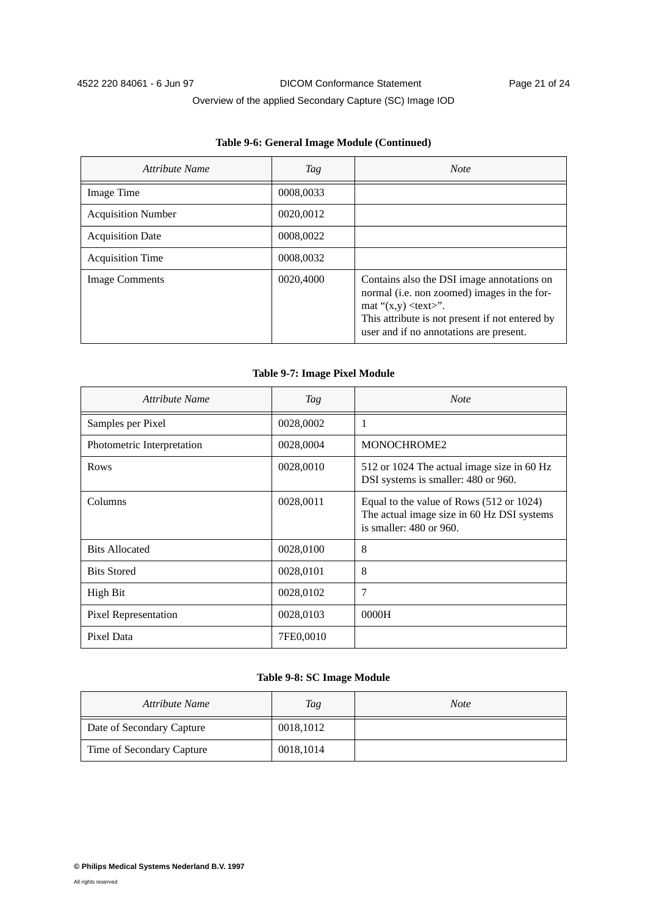**Table 9-6: General Image Module (Continued)**

| *Attribute Name* | *Tag* | *Note* |
|---|---|---|
| Image Time | 0008,0033 | |
| Acquisition Number | 0020,0012 | |
| Acquisition Date | 0008,0022 | |
| Acquisition Time | 0008,0032 | |
| Image Comments | 0020,4000 | Contains also the DSI image annotations on normal (i.e. non zoomed) images in the format "(x,y) <text>". This attribute is not present if not entered by user and if no annotations are present. |

**Table 9-7: Image Pixel Module**

| *Attribute Name* | *Tag* | *Note* |
|---|---|---|
| Samples per Pixel | 0028,0002 | 1 |
| Photometric Interpretation | 0028,0004 | MONOCHROME2 |
| Rows | 0028,0010 | 512 or 1024 The actual image size in 60 Hz DSI systems is smaller: 480 or 960. |
| Columns | 0028,0011 | Equal to the value of Rows (512 or 1024) The actual image size in 60 Hz DSI systems is smaller: 480 or 960. |
| Bits Allocated | 0028,0100 | 8 |
| Bits Stored | 0028,0101 | 8 |
| High Bit | 0028,0102 | 7 |
| Pixel Representation | 0028,0103 | 0000H |
| Pixel Data | 7FE0,0010 | |

**Table 9-8: SC Image Module**

| *Attribute Name* | *Tag* | *Note* |
|---|---|---|
| Date of Secondary Capture | 0018,1012 | |
| Time of Secondary Capture | 0018,1014 | |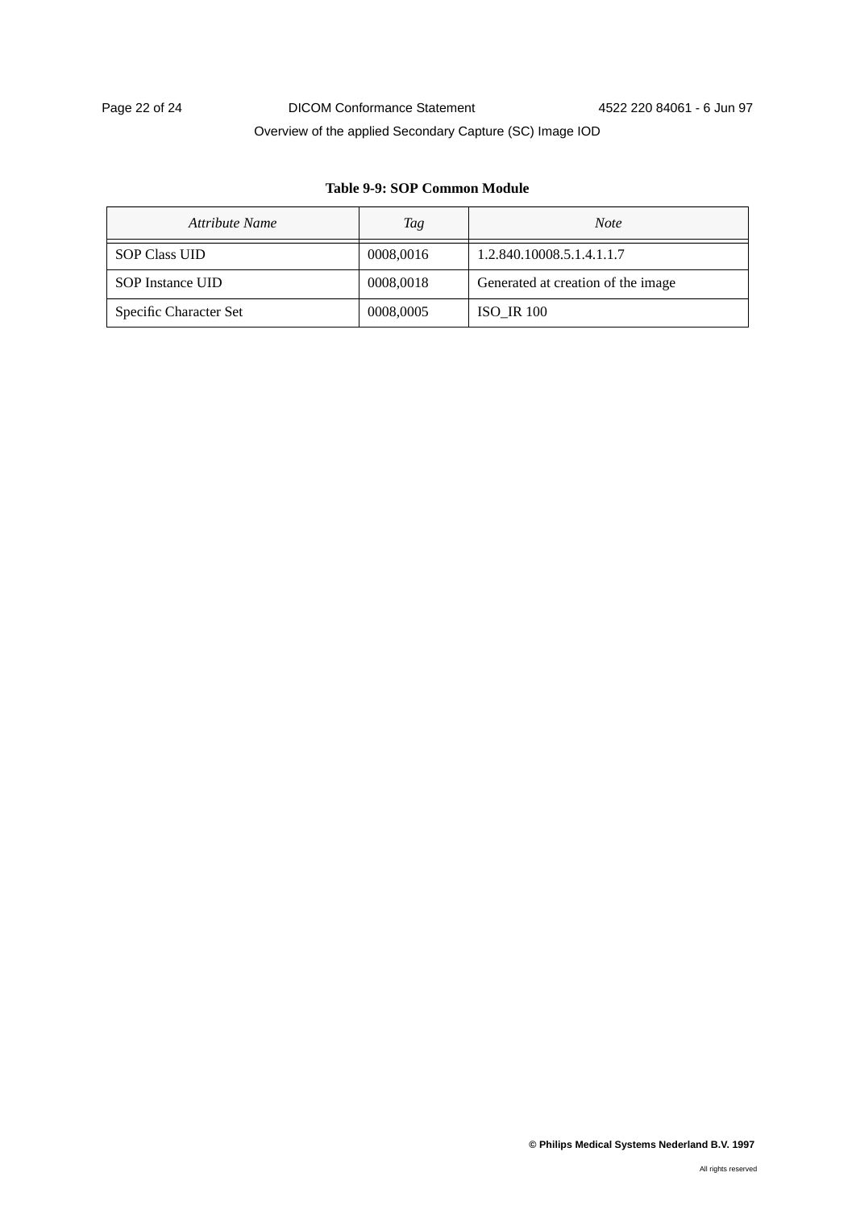**Table 9-9: SOP Common Module**

| *Attribute Name* | *Tag* | *Note* |
| --- | --- | --- |
| SOP Class UID | 0008,0016 | 1.2.840.10008.5.1.4.1.1.7 |
| SOP Instance UID | 0008,0018 | Generated at creation of the image |
| Specific Character Set | 0008,0005 | ISO_IR 100 |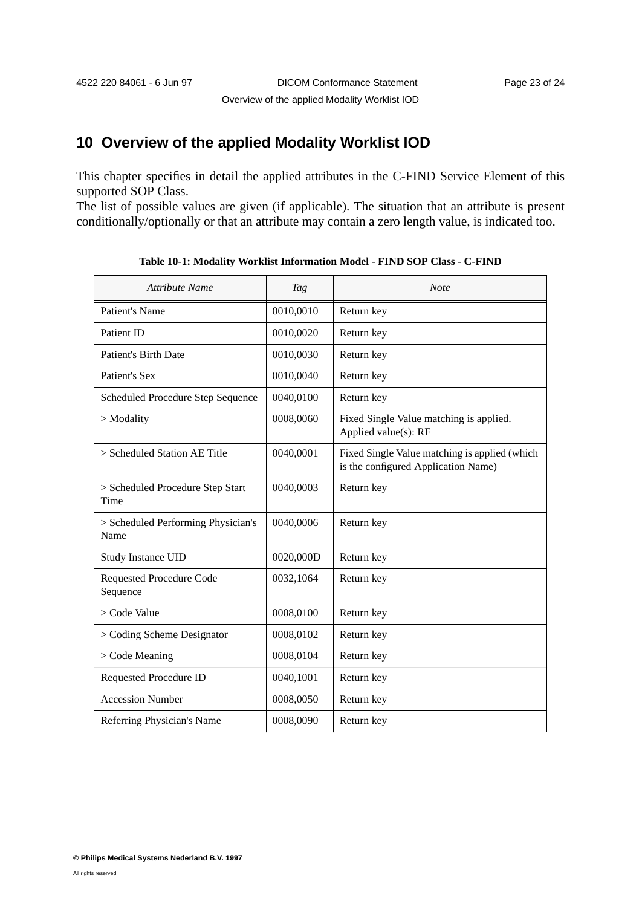# 10 Overview of the applied Modality Worklist IOD

This chapter specifies in detail the applied attributes in the C-FIND Service Element of this supported SOP Class.
The list of possible values are given (if applicable). The situation that an attribute is present conditionally/optionally or that an attribute may contain a zero length value, is indicated too.

**Table 10-1: Modality Worklist Information Model - FIND SOP Class - C-FIND**

| *Attribute Name* | *Tag* | *Note* |
|---|---|---|
| Patient's Name | 0010,0010 | Return key |
| Patient ID | 0010,0020 | Return key |
| Patient's Birth Date | 0010,0030 | Return key |
| Patient's Sex | 0010,0040 | Return key |
| Scheduled Procedure Step Sequence | 0040,0100 | Return key |
| > Modality | 0008,0060 | Fixed Single Value matching is applied. Applied value(s): RF |
| > Scheduled Station AE Title | 0040,0001 | Fixed Single Value matching is applied (which is the configured Application Name) |
| > Scheduled Procedure Step Start Time | 0040,0003 | Return key |
| > Scheduled Performing Physician's Name | 0040,0006 | Return key |
| Study Instance UID | 0020,000D | Return key |
| Requested Procedure Code Sequence | 0032,1064 | Return key |
| > Code Value | 0008,0100 | Return key |
| > Coding Scheme Designator | 0008,0102 | Return key |
| > Code Meaning | 0008,0104 | Return key |
| Requested Procedure ID | 0040,1001 | Return key |
| Accession Number | 0008,0050 | Return key |
| Referring Physician's Name | 0008,0090 | Return key |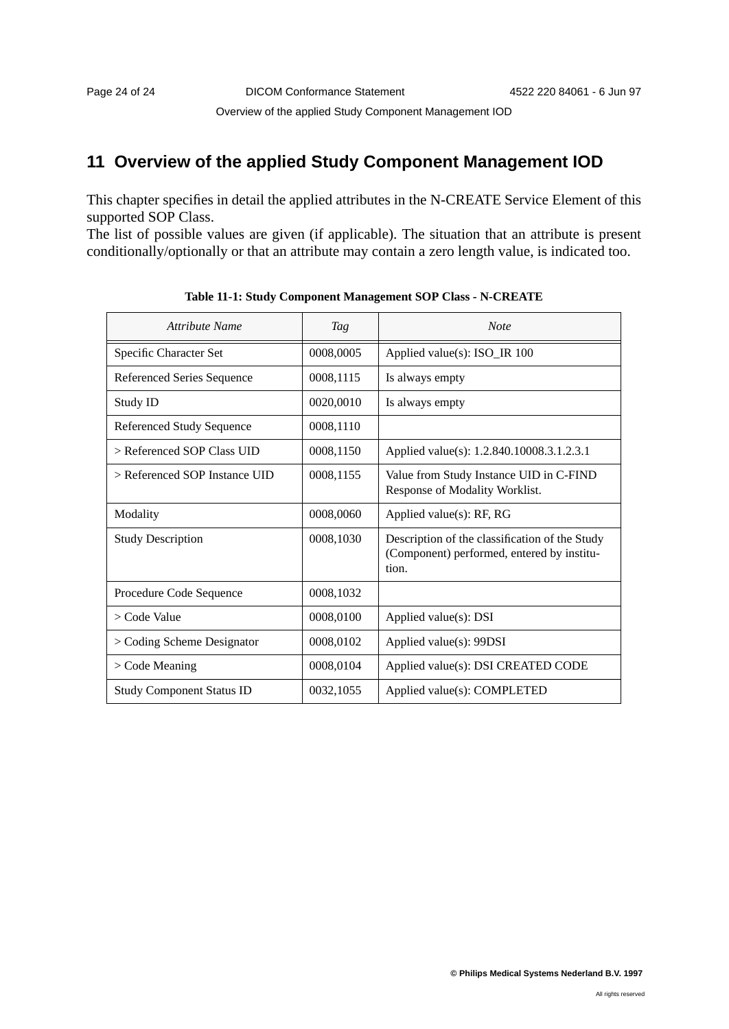## 11 Overview of the applied Study Component Management IOD

This chapter specifies in detail the applied attributes in the N-CREATE Service Element of this supported SOP Class.
The list of possible values are given (if applicable). The situation that an attribute is present conditionally/optionally or that an attribute may contain a zero length value, is indicated too.

**Table 11-1: Study Component Management SOP Class - N-CREATE**

| *Attribute Name* | *Tag* | *Note* |
|---|---|---|
| Specific Character Set | 0008,0005 | Applied value(s): ISO_IR 100 |
| Referenced Series Sequence | 0008,1115 | Is always empty |
| Study ID | 0020,0010 | Is always empty |
| Referenced Study Sequence | 0008,1110 | |
| > Referenced SOP Class UID | 0008,1150 | Applied value(s): 1.2.840.10008.3.1.2.3.1 |
| > Referenced SOP Instance UID | 0008,1155 | Value from Study Instance UID in C-FIND Response of Modality Worklist. |
| Modality | 0008,0060 | Applied value(s): RF, RG |
| Study Description | 0008,1030 | Description of the classification of the Study (Component) performed, entered by institution. |
| Procedure Code Sequence | 0008,1032 | |
| > Code Value | 0008,0100 | Applied value(s): DSI |
| > Coding Scheme Designator | 0008,0102 | Applied value(s): 99DSI |
| > Code Meaning | 0008,0104 | Applied value(s): DSI CREATED CODE |
| Study Component Status ID | 0032,1055 | Applied value(s): COMPLETED |